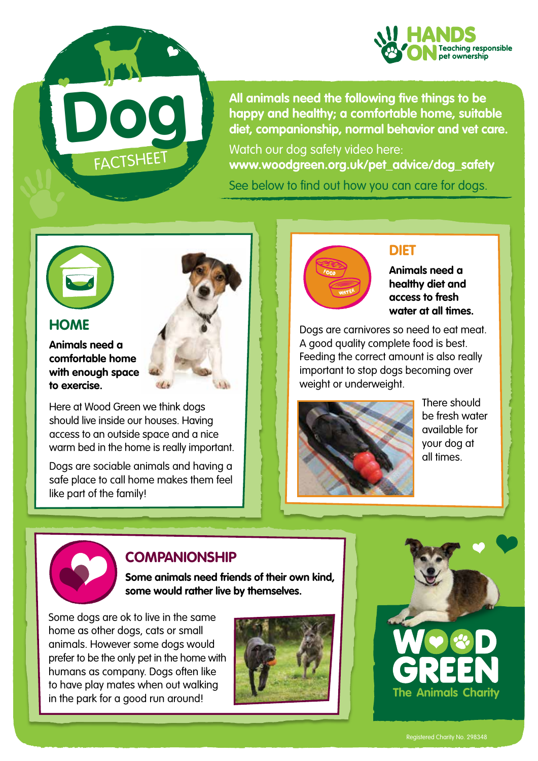# Dog FACTSHEET

HANDS ON Teaching responsible pet ownership

**All animals need the following five things to be happy and healthy; a comfortable home, suitable diet, companionship, normal behavior and vet care.**

Watch our dog safety video here:
**www.woodgreen.org.uk/pet_advice/dog_safety**

See below to find out how you can care for dogs.

## HOME

**Animals need a comfortable home with enough space to exercise.**

Here at Wood Green we think dogs should live inside our houses. Having access to an outside space and a nice warm bed in the home is really important.

Dogs are sociable animals and having a safe place to call home makes them feel like part of the family!

## DIET

**Animals need a healthy diet and access to fresh water at all times.**

Dogs are carnivores so need to eat meat. A good quality complete food is best. Feeding the correct amount is also really important to stop dogs becoming over weight or underweight.

There should be fresh water available for your dog at all times.

## COMPANIONSHIP

**Some animals need friends of their own kind, some would rather live by themselves.**

Some dogs are ok to live in the same home as other dogs, cats or small animals. However some dogs would prefer to be the only pet in the home with humans as company. Dogs often like to have play mates when out walking in the park for a good run around!

WOOD GREEN The Animals Charity

Registered Charity No. 298348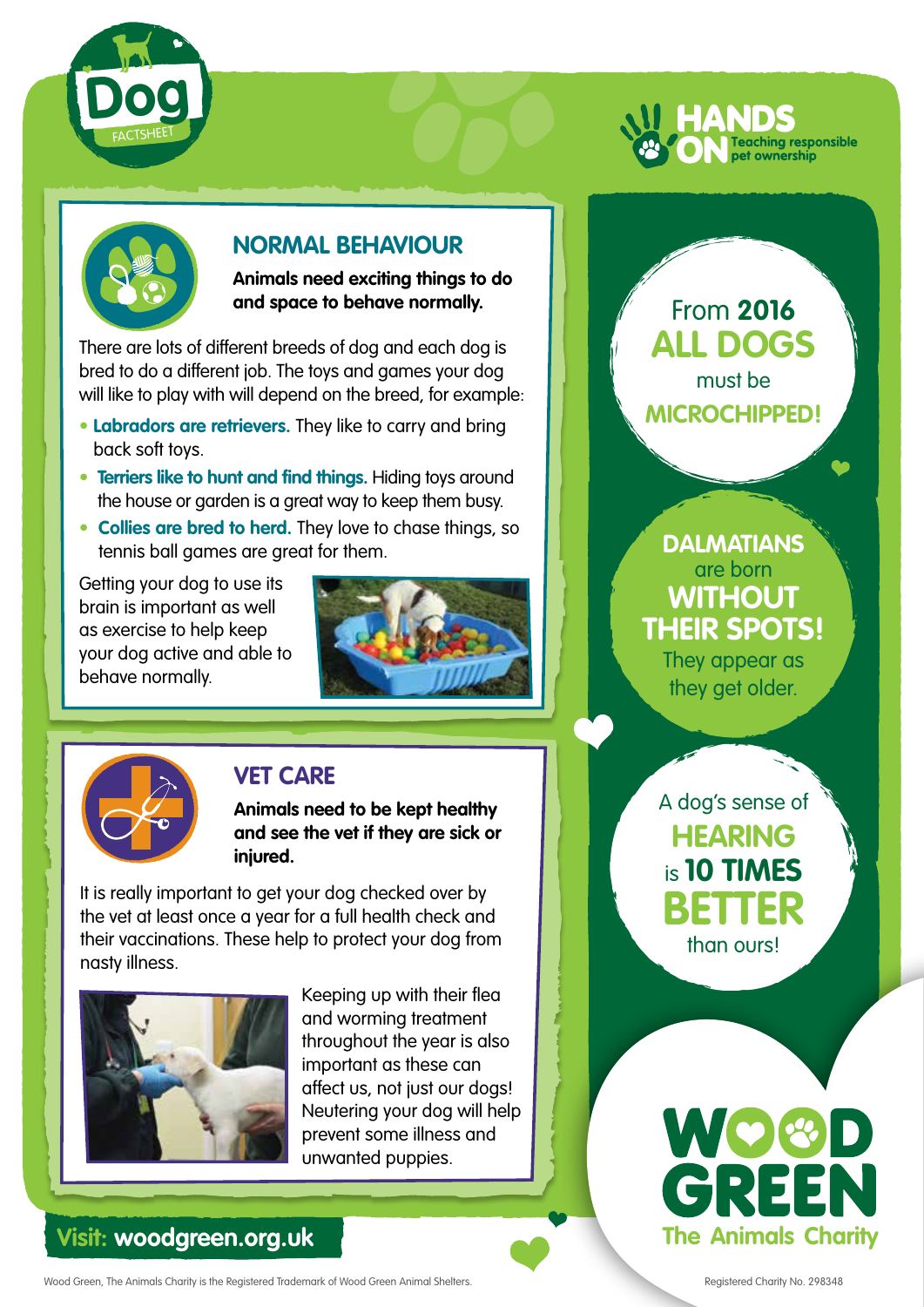Dog FACTSHEET

HANDS ON Teaching responsible pet ownership

## NORMAL BEHAVIOUR

**Animals need exciting things to do and space to behave normally.**

There are lots of different breeds of dog and each dog is bred to do a different job. The toys and games your dog will like to play with will depend on the breed, for example:

- **Labradors are retrievers.** They like to carry and bring back soft toys.
- **Terriers like to hunt and find things.** Hiding toys around the house or garden is a great way to keep them busy.
- **Collies are bred to herd.** They love to chase things, so tennis ball games are great for them.

Getting your dog to use its brain is important as well as exercise to help keep your dog active and able to behave normally.

## VET CARE

**Animals need to be kept healthy and see the vet if they are sick or injured.**

It is really important to get your dog checked over by the vet at least once a year for a full health check and their vaccinations. These help to protect your dog from nasty illness.

Keeping up with their flea and worming treatment throughout the year is also important as these can affect us, not just our dogs! Neutering your dog will help prevent some illness and unwanted puppies.

From **2016** **ALL DOGS** must be **MICROCHIPPED!**

**DALMATIANS** are born **WITHOUT THEIR SPOTS!** They appear as they get older.

A dog's sense of **HEARING** is **10 TIMES BETTER** than ours!

WOOD GREEN The Animals Charity

**Visit: woodgreen.org.uk**

Wood Green, The Animals Charity is the Registered Trademark of Wood Green Animal Shelters.

Registered Charity No. 298348